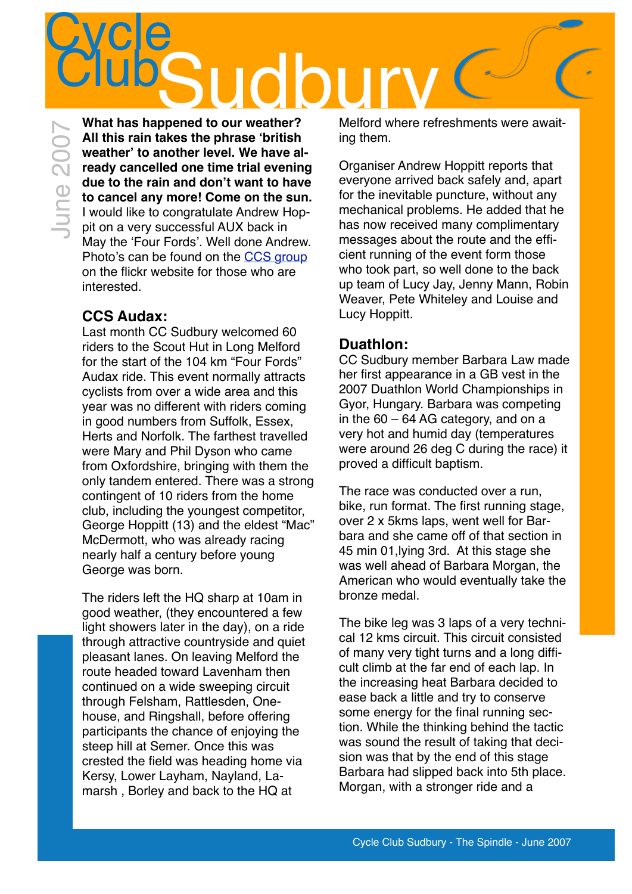# Cycle Club Sudbury

June 2007

**What has happened to our weather? All this rain takes the phrase 'british weather' to another level. We have already cancelled one time trial evening due to the rain and don't want to have to cancel any more! Come on the sun.** I would like to congratulate Andrew Hoppit on a very successful AUX back in May the 'Four Fords'. Well done Andrew. Photo's can be found on the [CCS group](#) on the flickr website for those who are interested.

### CCS Audax:

Last month CC Sudbury welcomed 60 riders to the Scout Hut in Long Melford for the start of the 104 km "Four Fords" Audax ride. This event normally attracts cyclists from over a wide area and this year was no different with riders coming in good numbers from Suffolk, Essex, Herts and Norfolk. The farthest travelled were Mary and Phil Dyson who came from Oxfordshire, bringing with them the only tandem entered. There was a strong contingent of 10 riders from the home club, including the youngest competitor, George Hoppitt (13) and the eldest "Mac" McDermott, who was already racing nearly half a century before young George was born.

The riders left the HQ sharp at 10am in good weather, (they encountered a few light showers later in the day), on a ride through attractive countryside and quiet pleasant lanes. On leaving Melford the route headed toward Lavenham then continued on a wide sweeping circuit through Felsham, Rattlesden, Onehouse, and Ringshall, before offering participants the chance of enjoying the steep hill at Semer. Once this was crested the field was heading home via Kersy, Lower Layham, Nayland, Lamarsh , Borley and back to the HQ at Melford where refreshments were awaiting them.

Organiser Andrew Hoppitt reports that everyone arrived back safely and, apart for the inevitable puncture, without any mechanical problems. He added that he has now received many complimentary messages about the route and the efficient running of the event form those who took part, so well done to the back up team of Lucy Jay, Jenny Mann, Robin Weaver, Pete Whiteley and Louise and Lucy Hoppitt.

### Duathlon:

CC Sudbury member Barbara Law made her first appearance in a GB vest in the 2007 Duathlon World Championships in Gyor, Hungary. Barbara was competing in the 60 – 64 AG category, and on a very hot and humid day (temperatures were around 26 deg C during the race) it proved a difficult baptism.

The race was conducted over a run, bike, run format. The first running stage, over 2 x 5kms laps, went well for Barbara and she came off of that section in 45 min 01,lying 3rd. At this stage she was well ahead of Barbara Morgan, the American who would eventually take the bronze medal.

The bike leg was 3 laps of a very technical 12 kms circuit. This circuit consisted of many very tight turns and a long difficult climb at the far end of each lap. In the increasing heat Barbara decided to ease back a little and try to conserve some energy for the final running section. While the thinking behind the tactic was sound the result of taking that decision was that by the end of this stage Barbara had slipped back into 5th place. Morgan, with a stronger ride and a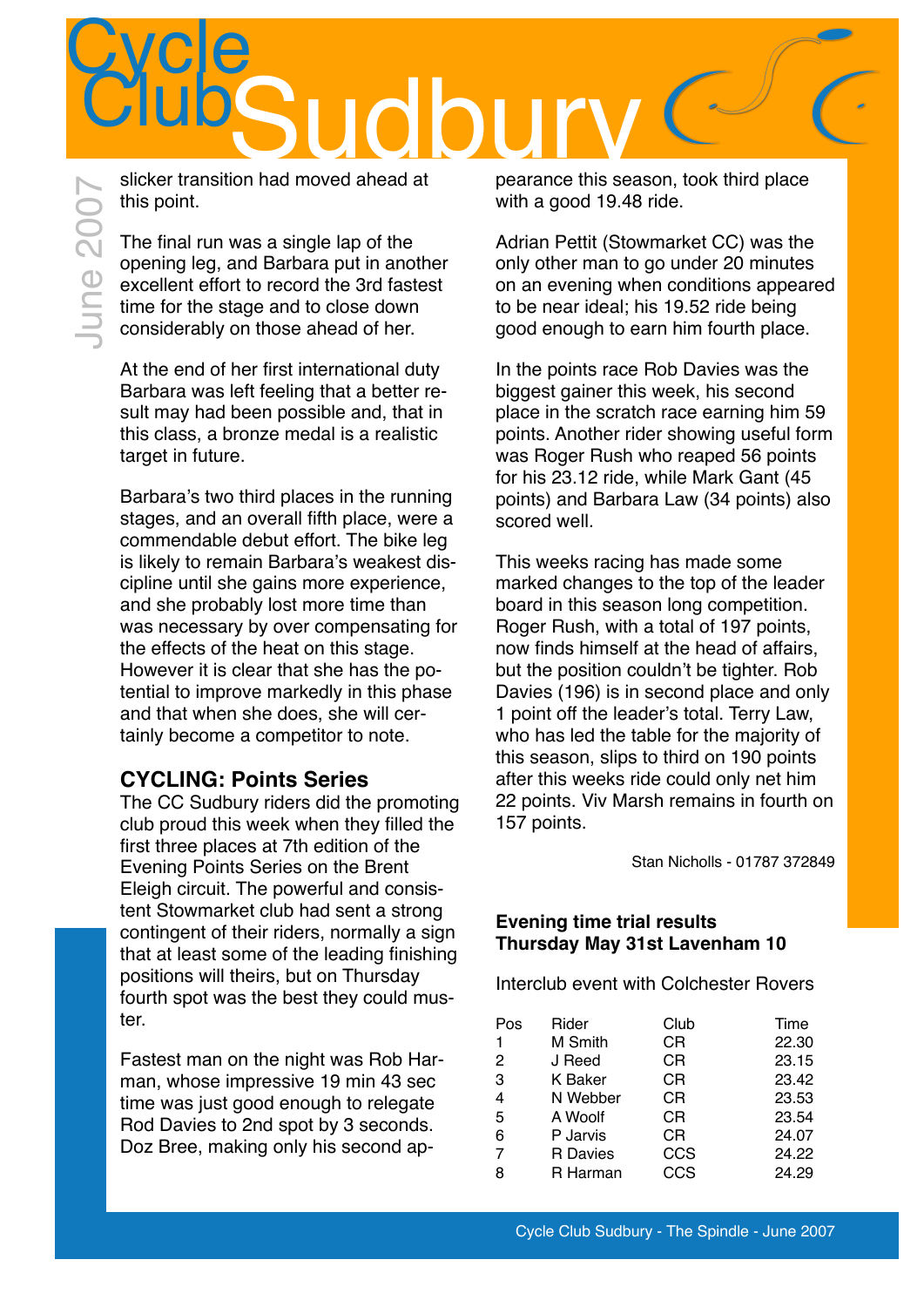slicker transition had moved ahead at this point.

The final run was a single lap of the opening leg, and Barbara put in another excellent effort to record the 3rd fastest time for the stage and to close down considerably on those ahead of her.

At the end of her first international duty Barbara was left feeling that a better result may had been possible and, that in this class, a bronze medal is a realistic target in future.

Barbara's two third places in the running stages, and an overall fifth place, were a commendable debut effort. The bike leg is likely to remain Barbara's weakest discipline until she gains more experience, and she probably lost more time than was necessary by over compensating for the effects of the heat on this stage. However it is clear that she has the potential to improve markedly in this phase and that when she does, she will certainly become a competitor to note.

### CYCLING: Points Series

The CC Sudbury riders did the promoting club proud this week when they filled the first three places at 7th edition of the Evening Points Series on the Brent Eleigh circuit. The powerful and consistent Stowmarket club had sent a strong contingent of their riders, normally a sign that at least some of the leading finishing positions will theirs, but on Thursday fourth spot was the best they could muster.

Fastest man on the night was Rob Harman, whose impressive 19 min 43 sec time was just good enough to relegate Rod Davies to 2nd spot by 3 seconds. Doz Bree, making only his second appearance this season, took third place with a good 19.48 ride.

Adrian Pettit (Stowmarket CC) was the only other man to go under 20 minutes on an evening when conditions appeared to be near ideal; his 19.52 ride being good enough to earn him fourth place.

In the points race Rob Davies was the biggest gainer this week, his second place in the scratch race earning him 59 points. Another rider showing useful form was Roger Rush who reaped 56 points for his 23.12 ride, while Mark Gant (45 points) and Barbara Law (34 points) also scored well.

This weeks racing has made some marked changes to the top of the leader board in this season long competition. Roger Rush, with a total of 197 points, now finds himself at the head of affairs, but the position couldn't be tighter. Rob Davies (196) is in second place and only 1 point off the leader's total. Terry Law, who has led the table for the majority of this season, slips to third on 190 points after this weeks ride could only net him 22 points. Viv Marsh remains in fourth on 157 points.

Stan Nicholls - 01787 372849

**Evening time trial results**
**Thursday May 31st Lavenham 10**

Interclub event with Colchester Rovers

| Pos | Rider | Club | Time |
|---|---|---|---|
| 1 | M Smith | CR | 22.30 |
| 2 | J Reed | CR | 23.15 |
| 3 | K Baker | CR | 23.42 |
| 4 | N Webber | CR | 23.53 |
| 5 | A Woolf | CR | 23.54 |
| 6 | P Jarvis | CR | 24.07 |
| 7 | R Davies | CCS | 24.22 |
| 8 | R Harman | CCS | 24.29 |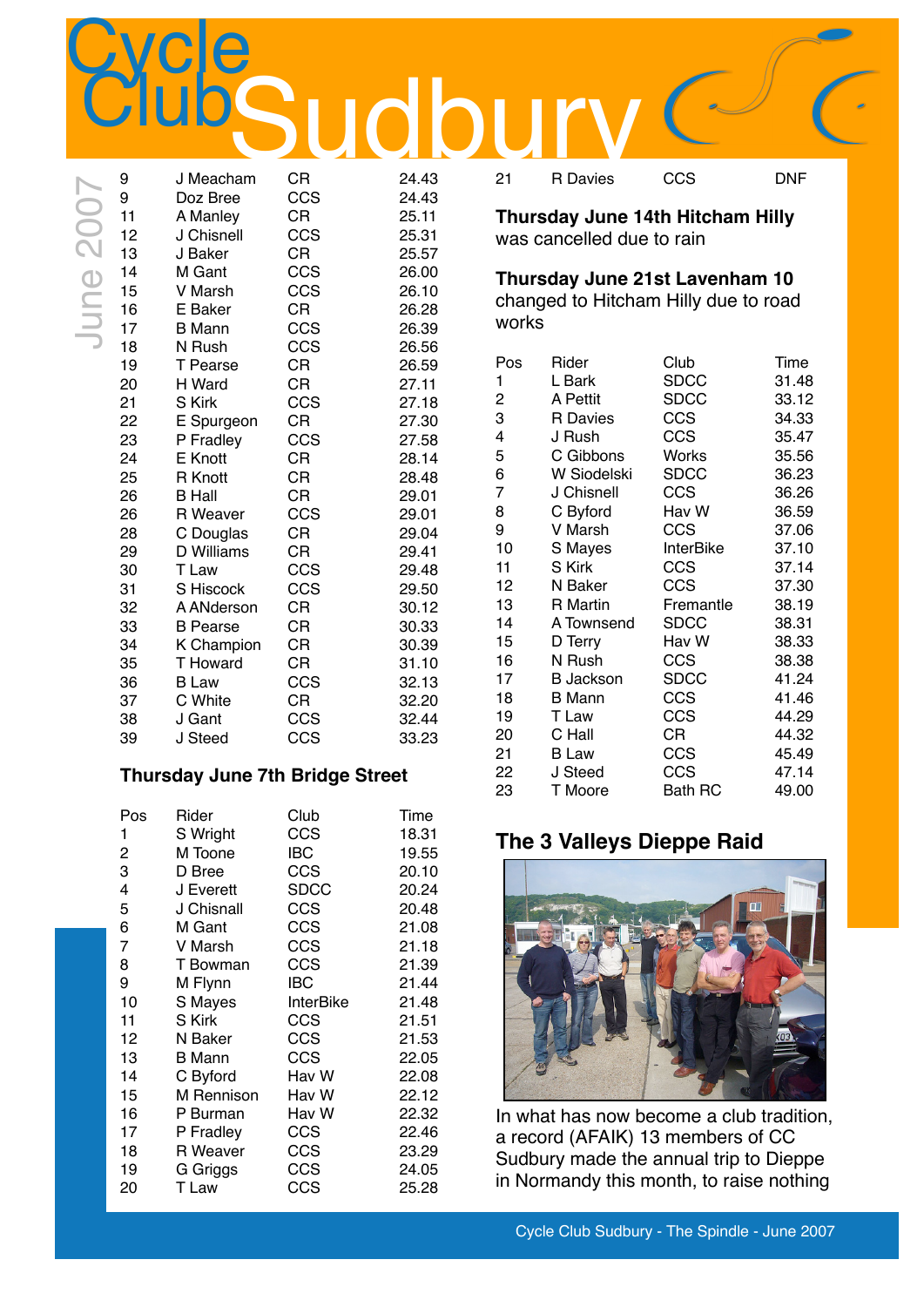# Cycle Club Sudbury

June 2007

| | | | |
|---|---|---|---|
| 9 | J Meacham | CR | 24.43 |
| 9 | Doz Bree | CCS | 24.43 |
| 11 | A Manley | CR | 25.11 |
| 12 | J Chisnell | CCS | 25.31 |
| 13 | J Baker | CR | 25.57 |
| 14 | M Gant | CCS | 26.00 |
| 15 | V Marsh | CCS | 26.10 |
| 16 | E Baker | CR | 26.28 |
| 17 | B Mann | CCS | 26.39 |
| 18 | N Rush | CCS | 26.56 |
| 19 | T Pearse | CR | 26.59 |
| 20 | H Ward | CR | 27.11 |
| 21 | S Kirk | CCS | 27.18 |
| 22 | E Spurgeon | CR | 27.30 |
| 23 | P Fradley | CCS | 27.58 |
| 24 | E Knott | CR | 28.14 |
| 25 | R Knott | CR | 28.48 |
| 26 | B Hall | CR | 29.01 |
| 26 | R Weaver | CCS | 29.01 |
| 28 | C Douglas | CR | 29.04 |
| 29 | D Williams | CR | 29.41 |
| 30 | T Law | CCS | 29.48 |
| 31 | S Hiscock | CCS | 29.50 |
| 32 | A ANderson | CR | 30.12 |
| 33 | B Pearse | CR | 30.33 |
| 34 | K Champion | CR | 30.39 |
| 35 | T Howard | CR | 31.10 |
| 36 | B Law | CCS | 32.13 |
| 37 | C White | CR | 32.20 |
| 38 | J Gant | CCS | 32.44 |
| 39 | J Steed | CCS | 33.23 |

**Thursday June 7th Bridge Street**

| Pos | Rider | Club | Time |
|---|---|---|---|
| 1 | S Wright | CCS | 18.31 |
| 2 | M Toone | IBC | 19.55 |
| 3 | D Bree | CCS | 20.10 |
| 4 | J Everett | SDCC | 20.24 |
| 5 | J Chisnall | CCS | 20.48 |
| 6 | M Gant | CCS | 21.08 |
| 7 | V Marsh | CCS | 21.18 |
| 8 | T Bowman | CCS | 21.39 |
| 9 | M Flynn | IBC | 21.44 |
| 10 | S Mayes | InterBike | 21.48 |
| 11 | S Kirk | CCS | 21.51 |
| 12 | N Baker | CCS | 21.53 |
| 13 | B Mann | CCS | 22.05 |
| 14 | C Byford | Hav W | 22.08 |
| 15 | M Rennison | Hav W | 22.12 |
| 16 | P Burman | Hav W | 22.32 |
| 17 | P Fradley | CCS | 22.46 |
| 18 | R Weaver | CCS | 23.29 |
| 19 | G Griggs | CCS | 24.05 |
| 20 | T Law | CCS | 25.28 |
| 21 | R Davies | CCS | DNF |

**Thursday June 14th Hitcham Hilly**
was cancelled due to rain

**Thursday June 21st Lavenham 10**
changed to Hitcham Hilly due to road works

| Pos | Rider | Club | Time |
|---|---|---|---|
| 1 | L Bark | SDCC | 31.48 |
| 2 | A Pettit | SDCC | 33.12 |
| 3 | R Davies | CCS | 34.33 |
| 4 | J Rush | CCS | 35.47 |
| 5 | C Gibbons | Works | 35.56 |
| 6 | W Siodelski | SDCC | 36.23 |
| 7 | J Chisnell | CCS | 36.26 |
| 8 | C Byford | Hav W | 36.59 |
| 9 | V Marsh | CCS | 37.06 |
| 10 | S Mayes | InterBike | 37.10 |
| 11 | S Kirk | CCS | 37.14 |
| 12 | N Baker | CCS | 37.30 |
| 13 | R Martin | Fremantle | 38.19 |
| 14 | A Townsend | SDCC | 38.31 |
| 15 | D Terry | Hav W | 38.33 |
| 16 | N Rush | CCS | 38.38 |
| 17 | B Jackson | SDCC | 41.24 |
| 18 | B Mann | CCS | 41.46 |
| 19 | T Law | CCS | 44.29 |
| 20 | C Hall | CR | 44.32 |
| 21 | B Law | CCS | 45.49 |
| 22 | J Steed | CCS | 47.14 |
| 23 | T Moore | Bath RC | 49.00 |

## The 3 Valleys Dieppe Raid

In what has now become a club tradition, a record (AFAIK) 13 members of CC Sudbury made the annual trip to Dieppe in Normandy this month, to raise nothing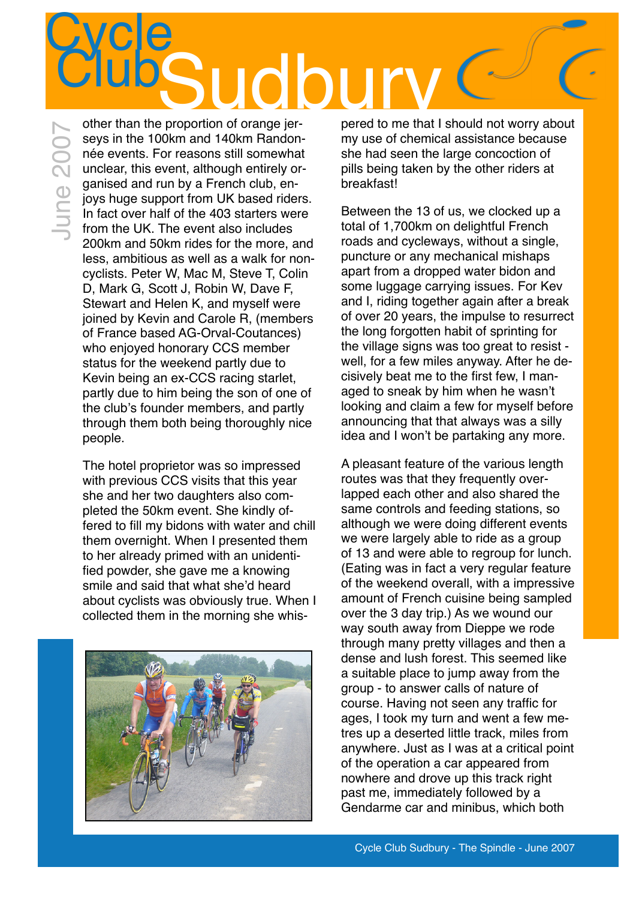other than the proportion of orange jerseys in the 100km and 140km Randonnée events. For reasons still somewhat unclear, this event, although entirely organised and run by a French club, enjoys huge support from UK based riders. In fact over half of the 403 starters were from the UK. The event also includes 200km and 50km rides for the more, and less, ambitious as well as a walk for non-cyclists. Peter W, Mac M, Steve T, Colin D, Mark G, Scott J, Robin W, Dave F, Stewart and Helen K, and myself were joined by Kevin and Carole R, (members of France based AG-Orval-Coutances) who enjoyed honorary CCS member status for the weekend partly due to Kevin being an ex-CCS racing starlet, partly due to him being the son of one of the club's founder members, and partly through them both being thoroughly nice people.

The hotel proprietor was so impressed with previous CCS visits that this year she and her two daughters also completed the 50km event. She kindly offered to fill my bidons with water and chill them overnight. When I presented them to her already primed with an unidentified powder, she gave me a knowing smile and said that what she'd heard about cyclists was obviously true. When I collected them in the morning she whispered to me that I should not worry about my use of chemical assistance because she had seen the large concoction of pills being taken by the other riders at breakfast!

Between the 13 of us, we clocked up a total of 1,700km on delightful French roads and cycleways, without a single, puncture or any mechanical mishaps apart from a dropped water bidon and some luggage carrying issues. For Kev and I, riding together again after a break of over 20 years, the impulse to resurrect the long forgotten habit of sprinting for the village signs was too great to resist - well, for a few miles anyway. After he decisively beat me to the first few, I managed to sneak by him when he wasn't looking and claim a few for myself before announcing that that always was a silly idea and I won't be partaking any more.

A pleasant feature of the various length routes was that they frequently overlapped each other and also shared the same controls and feeding stations, so although we were doing different events we were largely able to ride as a group of 13 and were able to regroup for lunch. (Eating was in fact a very regular feature of the weekend overall, with a impressive amount of French cuisine being sampled over the 3 day trip.) As we wound our way south away from Dieppe we rode through many pretty villages and then a dense and lush forest. This seemed like a suitable place to jump away from the group - to answer calls of nature of course. Having not seen any traffic for ages, I took my turn and went a few metres up a deserted little track, miles from anywhere. Just as I was at a critical point of the operation a car appeared from nowhere and drove up this track right past me, immediately followed by a Gendarme car and minibus, which both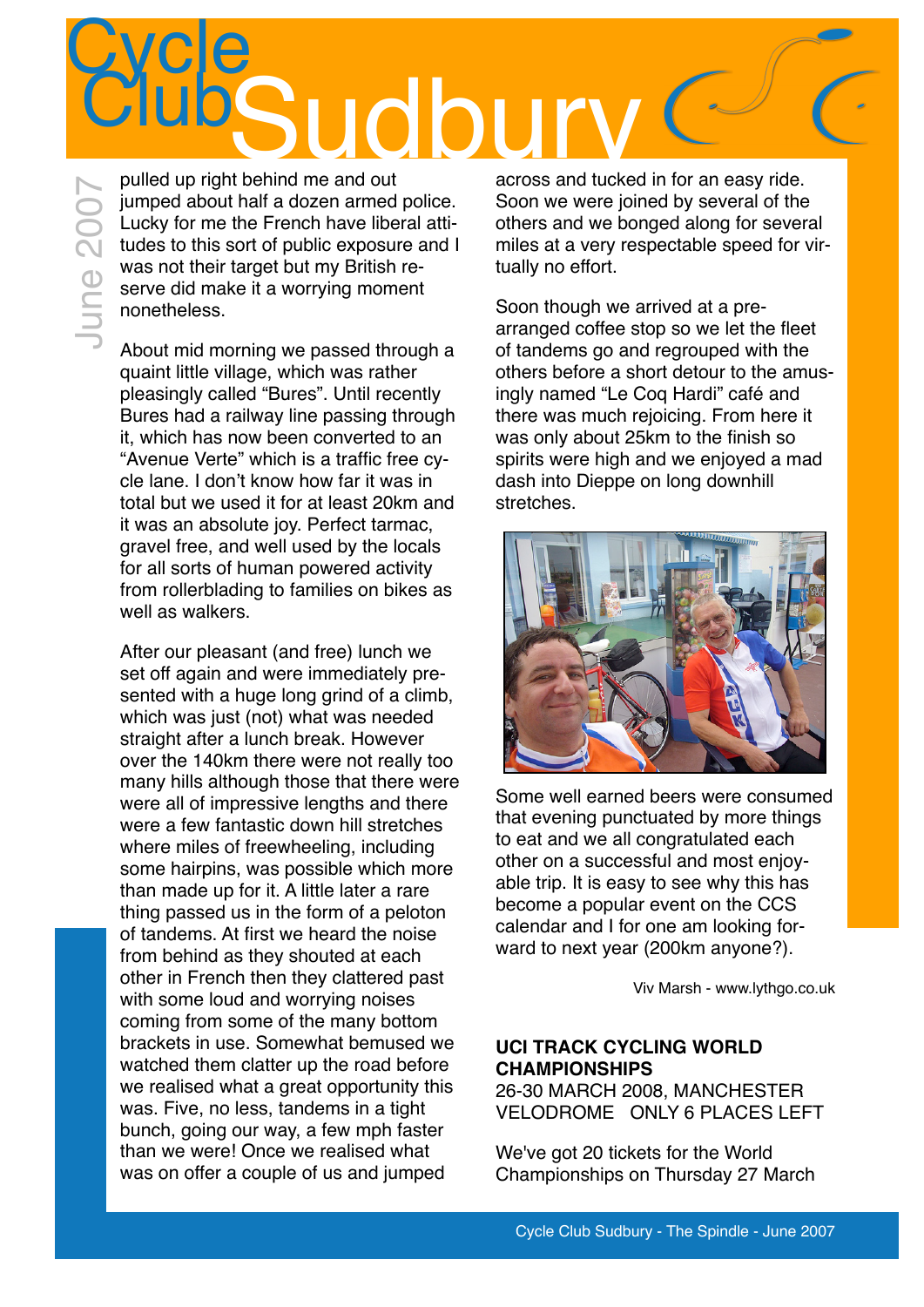pulled up right behind me and out jumped about half a dozen armed police. Lucky for me the French have liberal attitudes to this sort of public exposure and I was not their target but my British reserve did make it a worrying moment nonetheless.

About mid morning we passed through a quaint little village, which was rather pleasingly called "Bures". Until recently Bures had a railway line passing through it, which has now been converted to an "Avenue Verte" which is a traffic free cycle lane. I don't know how far it was in total but we used it for at least 20km and it was an absolute joy. Perfect tarmac, gravel free, and well used by the locals for all sorts of human powered activity from rollerblading to families on bikes as well as walkers.

After our pleasant (and free) lunch we set off again and were immediately presented with a huge long grind of a climb, which was just (not) what was needed straight after a lunch break. However over the 140km there were not really too many hills although those that there were were all of impressive lengths and there were a few fantastic down hill stretches where miles of freewheeling, including some hairpins, was possible which more than made up for it. A little later a rare thing passed us in the form of a peloton of tandems. At first we heard the noise from behind as they shouted at each other in French then they clattered past with some loud and worrying noises coming from some of the many bottom brackets in use. Somewhat bemused we watched them clatter up the road before we realised what a great opportunity this was. Five, no less, tandems in a tight bunch, going our way, a few mph faster than we were! Once we realised what was on offer a couple of us and jumped across and tucked in for an easy ride. Soon we were joined by several of the others and we bonged along for several miles at a very respectable speed for virtually no effort.

Soon though we arrived at a pre-arranged coffee stop so we let the fleet of tandems go and regrouped with the others before a short detour to the amusingly named "Le Coq Hardi" café and there was much rejoicing. From here it was only about 25km to the finish so spirits were high and we enjoyed a mad dash into Dieppe on long downhill stretches.

Some well earned beers were consumed that evening punctuated by more things to eat and we all congratulated each other on a successful and most enjoyable trip. It is easy to see why this has become a popular event on the CCS calendar and I for one am looking forward to next year (200km anyone?).

Viv Marsh - www.lythgo.co.uk

**UCI TRACK CYCLING WORLD CHAMPIONSHIPS**

26-30 MARCH 2008, MANCHESTER VELODROME ONLY 6 PLACES LEFT

We've got 20 tickets for the World Championships on Thursday 27 March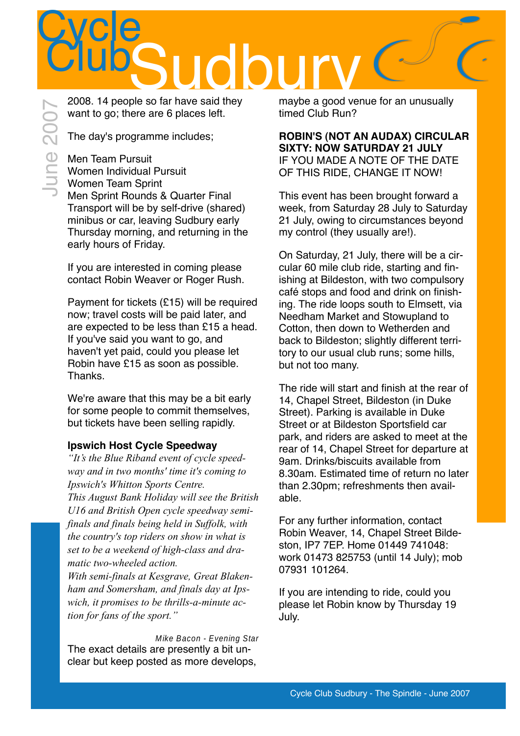2008. 14 people so far have said they want to go; there are 6 places left.

The day's programme includes;

Men Team Pursuit
Women Individual Pursuit
Women Team Sprint
Men Sprint Rounds & Quarter Final
Transport will be by self-drive (shared) minibus or car, leaving Sudbury early Thursday morning, and returning in the early hours of Friday.

If you are interested in coming please contact Robin Weaver or Roger Rush.

Payment for tickets (£15) will be required now; travel costs will be paid later, and are expected to be less than £15 a head. If you've said you want to go, and haven't yet paid, could you please let Robin have £15 as soon as possible. Thanks.

We're aware that this may be a bit early for some people to commit themselves, but tickets have been selling rapidly.

**Ipswich Host Cycle Speedway**

*"It's the Blue Riband event of cycle speedway and in two months' time it's coming to Ipswich's Whitton Sports Centre.*
*This August Bank Holiday will see the British U16 and British Open cycle speedway semi-finals and finals being held in Suffolk, with the country's top riders on show in what is set to be a weekend of high-class and dramatic two-wheeled action.*
*With semi-finals at Kesgrave, Great Blakenham and Somersham, and finals day at Ipswich, it promises to be thrills-a-minute action for fans of the sport."*

*Mike Bacon - Evening Star*

The exact details are presently a bit unclear but keep posted as more develops, maybe a good venue for an unusually timed Club Run?

**ROBIN'S (NOT AN AUDAX) CIRCULAR SIXTY: NOW SATURDAY 21 JULY**
IF YOU MADE A NOTE OF THE DATE OF THIS RIDE, CHANGE IT NOW!

This event has been brought forward a week, from Saturday 28 July to Saturday 21 July, owing to circumstances beyond my control (they usually are!).

On Saturday, 21 July, there will be a circular 60 mile club ride, starting and finishing at Bildeston, with two compulsory café stops and food and drink on finishing. The ride loops south to Elmsett, via Needham Market and Stowupland to Cotton, then down to Wetherden and back to Bildeston; slightly different territory to our usual club runs; some hills, but not too many.

The ride will start and finish at the rear of 14, Chapel Street, Bildeston (in Duke Street). Parking is available in Duke Street or at Bildeston Sportsfield car park, and riders are asked to meet at the rear of 14, Chapel Street for departure at 9am. Drinks/biscuits available from 8.30am. Estimated time of return no later than 2.30pm; refreshments then available.

For any further information, contact Robin Weaver, 14, Chapel Street Bildeston, IP7 7EP. Home 01449 741048: work 01473 825753 (until 14 July); mob 07931 101264.

If you are intending to ride, could you please let Robin know by Thursday 19 July.